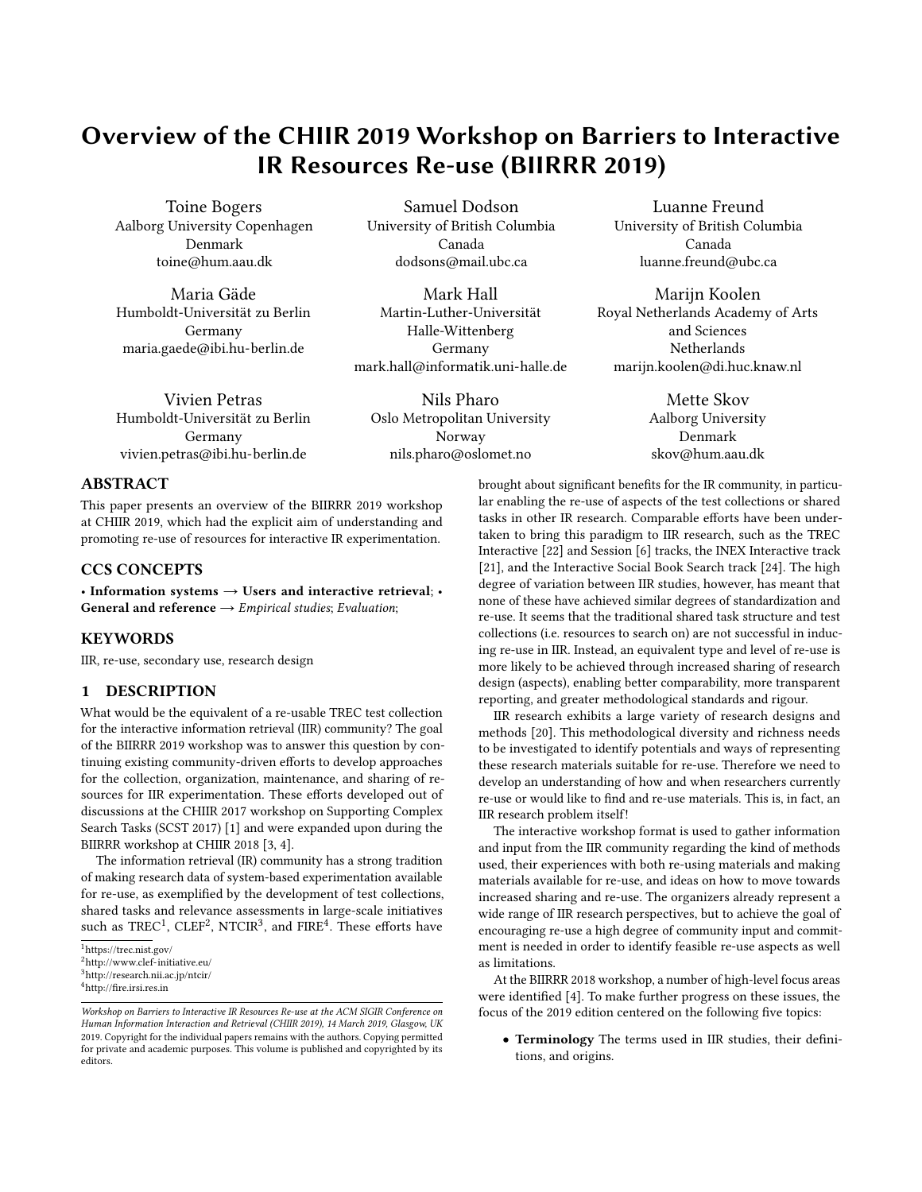# Overview of the CHIIR 2019 Workshop on Barriers to Interactive IR Resources Re-use (BIIRRR 2019)

Toine Bogers
Aalborg University Copenhagen
Denmark
toine@hum.aau.dk

Samuel Dodson
University of British Columbia
Canada
dodsons@mail.ubc.ca

Luanne Freund
University of British Columbia
Canada
luanne.freund@ubc.ca

Maria Gäde
Humboldt-Universität zu Berlin
Germany
maria.gaede@ibi.hu-berlin.de

Mark Hall
Martin-Luther-Universität
Halle-Wittenberg
Germany
mark.hall@informatik.uni-halle.de

Marijn Koolen
Royal Netherlands Academy of Arts and Sciences
Netherlands
marijn.koolen@di.huc.knaw.nl

Vivien Petras
Humboldt-Universität zu Berlin
Germany
vivien.petras@ibi.hu-berlin.de

Nils Pharo
Oslo Metropolitan University
Norway
nils.pharo@oslomet.no

Mette Skov
Aalborg University
Denmark
skov@hum.aau.dk

## ABSTRACT

This paper presents an overview of the BIIRRR 2019 workshop at CHIIR 2019, which had the explicit aim of understanding and promoting re-use of resources for interactive IR experimentation.

## CCS CONCEPTS

• **Information systems** → **Users and interactive retrieval**; • **General and reference** → *Empirical studies*; *Evaluation*;

## KEYWORDS

IIR, re-use, secondary use, research design

## 1 DESCRIPTION

What would be the equivalent of a re-usable TREC test collection for the interactive information retrieval (IIR) community? The goal of the BIIRRR 2019 workshop was to answer this question by continuing existing community-driven efforts to develop approaches for the collection, organization, maintenance, and sharing of resources for IIR experimentation. These efforts developed out of discussions at the CHIIR 2017 workshop on Supporting Complex Search Tasks (SCST 2017) [1] and were expanded upon during the BIIRRR workshop at CHIIR 2018 [3, 4].

The information retrieval (IR) community has a strong tradition of making research data of system-based experimentation available for re-use, as exemplified by the development of test collections, shared tasks and relevance assessments in large-scale initiatives such as TREC[1], CLEF[2], NTCIR[3], and FIRE[4]. These efforts have brought about significant benefits for the IR community, in particular enabling the re-use of aspects of the test collections or shared tasks in other IR research. Comparable efforts have been undertaken to bring this paradigm to IIR research, such as the TREC Interactive [22] and Session [6] tracks, the INEX Interactive track [21], and the Interactive Social Book Search track [24]. The high degree of variation between IIR studies, however, has meant that none of these have achieved similar degrees of standardization and re-use. It seems that the traditional shared task structure and test collections (i.e. resources to search on) are not successful in inducing re-use in IIR. Instead, an equivalent type and level of re-use is more likely to be achieved through increased sharing of research design (aspects), enabling better comparability, more transparent reporting, and greater methodological standards and rigour.

IIR research exhibits a large variety of research designs and methods [20]. This methodological diversity and richness needs to be investigated to identify potentials and ways of representing these research materials suitable for re-use. Therefore we need to develop an understanding of how and when researchers currently re-use or would like to find and re-use materials. This is, in fact, an IIR research problem itself!

The interactive workshop format is used to gather information and input from the IIR community regarding the kind of methods used, their experiences with both re-using materials and making materials available for re-use, and ideas on how to move towards increased sharing and re-use. The organizers already represent a wide range of IIR research perspectives, but to achieve the goal of encouraging re-use a high degree of community input and commitment is needed in order to identify feasible re-use aspects as well as limitations.

At the BIIRRR 2018 workshop, a number of high-level focus areas were identified [4]. To make further progress on these issues, the focus of the 2019 edition centered on the following five topics:

- **Terminology** The terms used in IIR studies, their definitions, and origins.

[1] https://trec.nist.gov/
[2] http://www.clef-initiative.eu/
[3] http://research.nii.ac.jp/ntcir/
[4] http://fire.irsi.res.in

*Workshop on Barriers to Interactive IR Resources Re-use at the ACM SIGIR Conference on Human Information Interaction and Retrieval (CHIIR 2019), 14 March 2019, Glasgow, UK* 2019. Copyright for the individual papers remains with the authors. Copying permitted for private and academic purposes. This volume is published and copyrighted by its editors.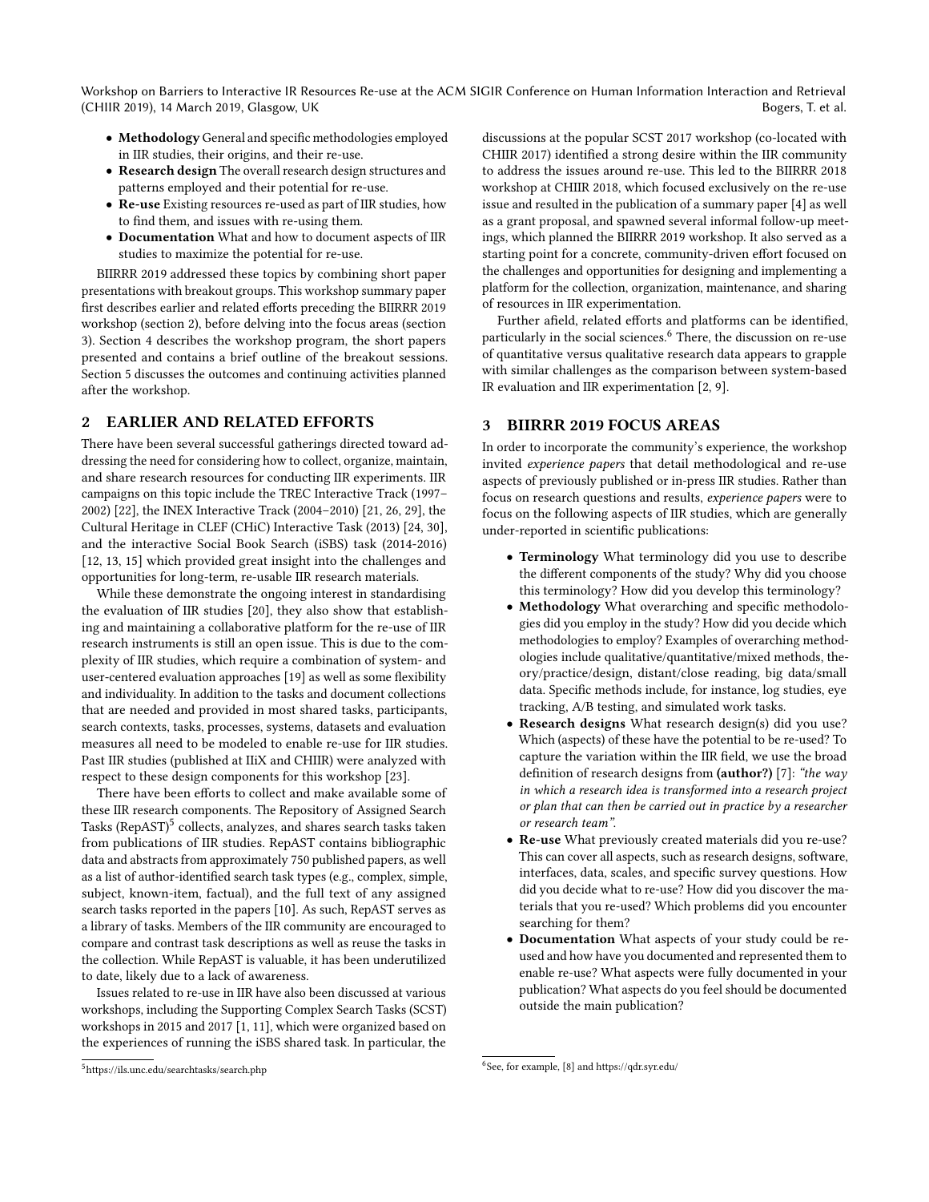- **Methodology** General and specific methodologies employed in IIR studies, their origins, and their re-use.
- **Research design** The overall research design structures and patterns employed and their potential for re-use.
- **Re-use** Existing resources re-used as part of IIR studies, how to find them, and issues with re-using them.
- **Documentation** What and how to document aspects of IIR studies to maximize the potential for re-use.

BIIRRR 2019 addressed these topics by combining short paper presentations with breakout groups. This workshop summary paper first describes earlier and related efforts preceding the BIIRRR 2019 workshop (section 2), before delving into the focus areas (section 3). Section 4 describes the workshop program, the short papers presented and contains a brief outline of the breakout sessions. Section 5 discusses the outcomes and continuing activities planned after the workshop.

## 2 EARLIER AND RELATED EFFORTS

There have been several successful gatherings directed toward addressing the need for considering how to collect, organize, maintain, and share research resources for conducting IIR experiments. IIR campaigns on this topic include the TREC Interactive Track (1997–2002) [22], the INEX Interactive Track (2004–2010) [21, 26, 29], the Cultural Heritage in CLEF (CHiC) Interactive Task (2013) [24, 30], and the interactive Social Book Search (iSBS) task (2014-2016) [12, 13, 15] which provided great insight into the challenges and opportunities for long-term, re-usable IIR research materials.

While these demonstrate the ongoing interest in standardising the evaluation of IIR studies [20], they also show that establishing and maintaining a collaborative platform for the re-use of IIR research instruments is still an open issue. This is due to the complexity of IIR studies, which require a combination of system- and user-centered evaluation approaches [19] as well as some flexibility and individuality. In addition to the tasks and document collections that are needed and provided in most shared tasks, participants, search contexts, tasks, processes, systems, datasets and evaluation measures all need to be modeled to enable re-use for IIR studies. Past IIR studies (published at IIiX and CHIIR) were analyzed with respect to these design components for this workshop [23].

There have been efforts to collect and make available some of these IIR research components. The Repository of Assigned Search Tasks (RepAST)[5] collects, analyzes, and shares search tasks taken from publications of IIR studies. RepAST contains bibliographic data and abstracts from approximately 750 published papers, as well as a list of author-identified search task types (e.g., complex, simple, subject, known-item, factual), and the full text of any assigned search tasks reported in the papers [10]. As such, RepAST serves as a library of tasks. Members of the IIR community are encouraged to compare and contrast task descriptions as well as reuse the tasks in the collection. While RepAST is valuable, it has been underutilized to date, likely due to a lack of awareness.

Issues related to re-use in IIR have also been discussed at various workshops, including the Supporting Complex Search Tasks (SCST) workshops in 2015 and 2017 [1, 11], which were organized based on the experiences of running the iSBS shared task. In particular, the discussions at the popular SCST 2017 workshop (co-located with CHIIR 2017) identified a strong desire within the IIR community to address the issues around re-use. This led to the BIIRRR 2018 workshop at CHIIR 2018, which focused exclusively on the re-use issue and resulted in the publication of a summary paper [4] as well as a grant proposal, and spawned several informal follow-up meetings, which planned the BIIRRR 2019 workshop. It also served as a starting point for a concrete, community-driven effort focused on the challenges and opportunities for designing and implementing a platform for the collection, organization, maintenance, and sharing of resources in IIR experimentation.

Further afield, related efforts and platforms can be identified, particularly in the social sciences.[6] There, the discussion on re-use of quantitative versus qualitative research data appears to grapple with similar challenges as the comparison between system-based IR evaluation and IIR experimentation [2, 9].

[5] https://ils.unc.edu/searchtasks/search.php

[6] See, for example, [8] and https://qdr.syr.edu/

## 3 BIIRRR 2019 FOCUS AREAS

In order to incorporate the community's experience, the workshop invited *experience papers* that detail methodological and re-use aspects of previously published or in-press IIR studies. Rather than focus on research questions and results, *experience papers* were to focus on the following aspects of IIR studies, which are generally under-reported in scientific publications:

- **Terminology** What terminology did you use to describe the different components of the study? Why did you choose this terminology? How did you develop this terminology?
- **Methodology** What overarching and specific methodologies did you employ in the study? How did you decide which methodologies to employ? Examples of overarching methodologies include qualitative/quantitative/mixed methods, theory/practice/design, distant/close reading, big data/small data. Specific methods include, for instance, log studies, eye tracking, A/B testing, and simulated work tasks.
- **Research designs** What research design(s) did you use? Which (aspects) of these have the potential to be re-used? To capture the variation within the IIR field, we use the broad definition of research designs from **(author?)** [7]: *"the way in which a research idea is transformed into a research project or plan that can then be carried out in practice by a researcher or research team"*.
- **Re-use** What previously created materials did you re-use? This can cover all aspects, such as research designs, software, interfaces, data, scales, and specific survey questions. How did you decide what to re-use? How did you discover the materials that you re-used? Which problems did you encounter searching for them?
- **Documentation** What aspects of your study could be re-used and how have you documented and represented them to enable re-use? What aspects were fully documented in your publication? What aspects do you feel should be documented outside the main publication?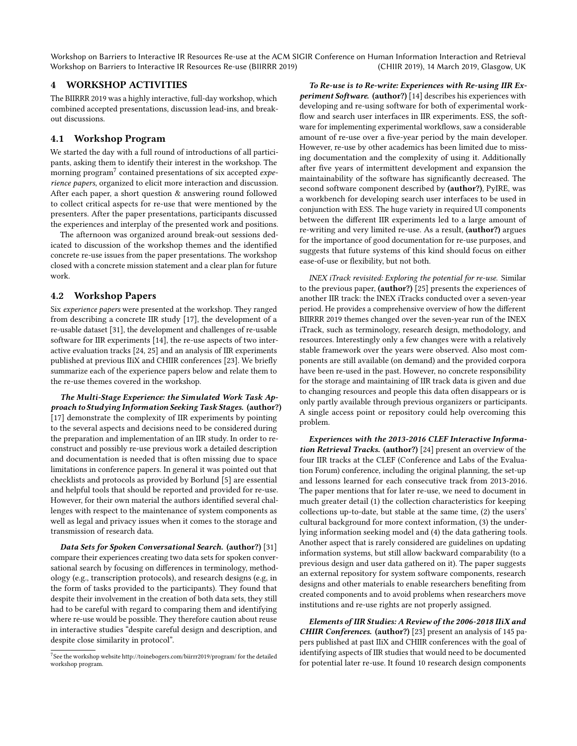## 4 WORKSHOP ACTIVITIES

The BIIRRR 2019 was a highly interactive, full-day workshop, which combined accepted presentations, discussion lead-ins, and break-out discussions.

### 4.1 Workshop Program

We started the day with a full round of introductions of all participants, asking them to identify their interest in the workshop. The morning program[7] contained presentations of six accepted *experience papers*, organized to elicit more interaction and discussion. After each paper, a short question & answering round followed to collect critical aspects for re-use that were mentioned by the presenters. After the paper presentations, participants discussed the experiences and interplay of the presented work and positions.

The afternoon was organized around break-out sessions dedicated to discussion of the workshop themes and the identified concrete re-use issues from the paper presentations. The workshop closed with a concrete mission statement and a clear plan for future work.

### 4.2 Workshop Papers

Six *experience papers* were presented at the workshop. They ranged from describing a concrete IIR study [17], the development of a re-usable dataset [31], the development and challenges of re-usable software for IIR experiments [14], the re-use aspects of two interactive evaluation tracks [24, 25] and an analysis of IIR experiments published at previous IIiX and CHIIR conferences [23]. We briefly summarize each of the experience papers below and relate them to the re-use themes covered in the workshop.

***The Multi-Stage Experience: the Simulated Work Task Approach to Studying Information Seeking Task Stages.*** **(author?)** [17] demonstrate the complexity of IIR experiments by pointing to the several aspects and decisions need to be considered during the preparation and implementation of an IIR study. In order to reconstruct and possibly re-use previous work a detailed description and documentation is needed that is often missing due to space limitations in conference papers. In general it was pointed out that checklists and protocols as provided by Borlund [5] are essential and helpful tools that should be reported and provided for re-use. However, for their own material the authors identified several challenges with respect to the maintenance of system components as well as legal and privacy issues when it comes to the storage and transmission of research data.

***Data Sets for Spoken Conversational Search.*** **(author?)** [31] compare their experiences creating two data sets for spoken conversational search by focusing on differences in terminology, methodology (e.g., transcription protocols), and research designs (e.g, in the form of tasks provided to the participants). They found that despite their involvement in the creation of both data sets, they still had to be careful with regard to comparing them and identifying where re-use would be possible. They therefore caution about reuse in interactive studies "despite careful design and description, and despite close similarity in protocol".

***To Re-use is to Re-write: Experiences with Re-using IIR Experiment Software.*** **(author?)** [14] describes his experiences with developing and re-using software for both of experimental workflow and search user interfaces in IIR experiments. ESS, the software for implementing experimental workflows, saw a considerable amount of re-use over a five-year period by the main developer. However, re-use by other academics has been limited due to missing documentation and the complexity of using it. Additionally after five years of intermittent development and expansion the maintainability of the software has significantly decreased. The second software component described by **(author?)**, PyIRE, was a workbench for developing search user interfaces to be used in conjunction with ESS. The huge variety in required UI components between the different IIR experiments led to a large amount of re-writing and very limited re-use. As a result, **(author?)** argues for the importance of good documentation for re-use purposes, and suggests that future systems of this kind should focus on either ease-of-use or flexibility, but not both.

*INEX iTrack revisited: Exploring the potential for re-use.* Similar to the previous paper, **(author?)** [25] presents the experiences of another IIR track: the INEX iTracks conducted over a seven-year period. He provides a comprehensive overview of how the different BIIRRR 2019 themes changed over the seven-year run of the INEX iTrack, such as terminology, research design, methodology, and resources. Interestingly only a few changes were with a relatively stable framework over the years were observed. Also most components are still available (on demand) and the provided corpora have been re-used in the past. However, no concrete responsibility for the storage and maintaining of IIR track data is given and due to changing resources and people this data often disappears or is only partly available through previous organizers or participants. A single access point or repository could help overcoming this problem.

***Experiences with the 2013-2016 CLEF Interactive Information Retrieval Tracks.*** **(author?)** [24] present an overview of the four IIR tracks at the CLEF (Conference and Labs of the Evaluation Forum) conference, including the original planning, the set-up and lessons learned for each consecutive track from 2013-2016. The paper mentions that for later re-use, we need to document in much greater detail (1) the collection characteristics for keeping collections up-to-date, but stable at the same time, (2) the users' cultural background for more context information, (3) the underlying information seeking model and (4) the data gathering tools. Another aspect that is rarely considered are guidelines on updating information systems, but still allow backward comparability (to a previous design and user data gathered on it). The paper suggests an external repository for system software components, research designs and other materials to enable researchers benefiting from created components and to avoid problems when researchers move institutions and re-use rights are not properly assigned.

***Elements of IIR Studies: A Review of the 2006-2018 IIiX and CHIIR Conferences.*** **(author?)** [23] present an analysis of 145 papers published at past IIiX and CHIIR conferences with the goal of identifying aspects of IIR studies that would need to be documented for potential later re-use. It found 10 research design components

[7] See the workshop website http://toinebogers.com/biirrr2019/program/ for the detailed workshop program.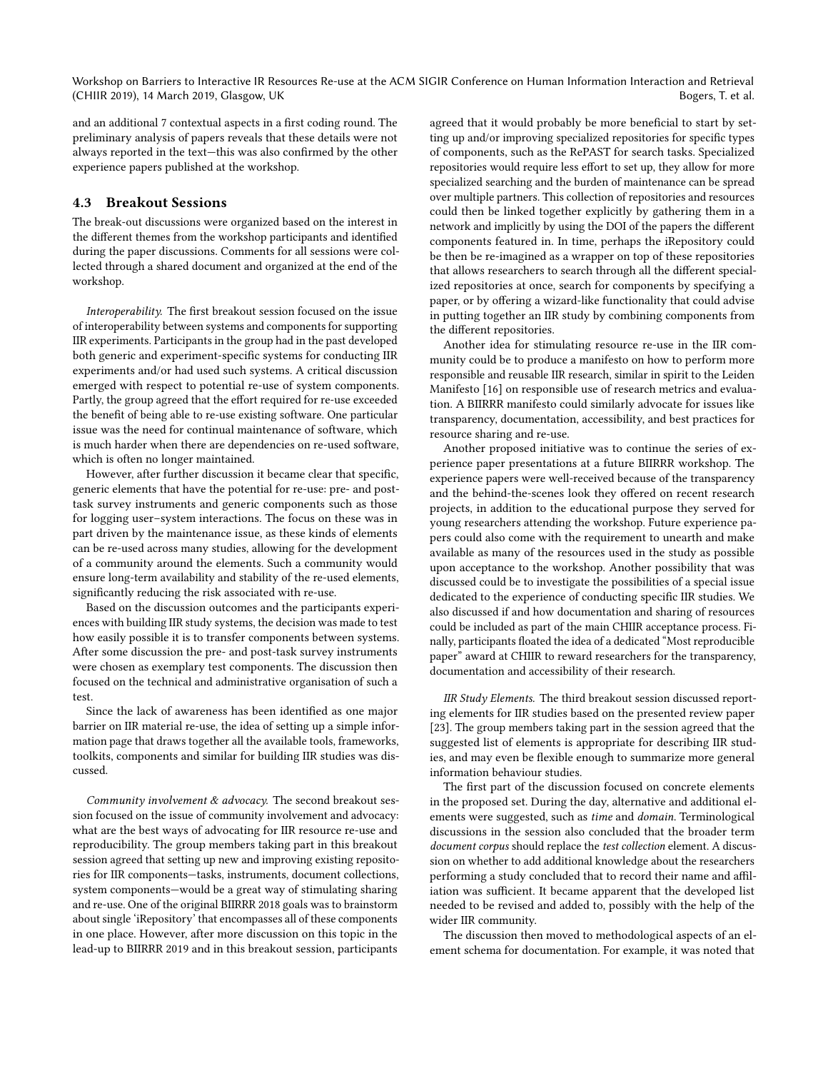and an additional 7 contextual aspects in a first coding round. The preliminary analysis of papers reveals that these details were not always reported in the text—this was also confirmed by the other experience papers published at the workshop.

### 4.3 Breakout Sessions

The break-out discussions were organized based on the interest in the different themes from the workshop participants and identified during the paper discussions. Comments for all sessions were collected through a shared document and organized at the end of the workshop.

*Interoperability.* The first breakout session focused on the issue of interoperability between systems and components for supporting IIR experiments. Participants in the group had in the past developed both generic and experiment-specific systems for conducting IIR experiments and/or had used such systems. A critical discussion emerged with respect to potential re-use of system components. Partly, the group agreed that the effort required for re-use exceeded the benefit of being able to re-use existing software. One particular issue was the need for continual maintenance of software, which is much harder when there are dependencies on re-used software, which is often no longer maintained.

However, after further discussion it became clear that specific, generic elements that have the potential for re-use: pre- and post-task survey instruments and generic components such as those for logging user–system interactions. The focus on these was in part driven by the maintenance issue, as these kinds of elements can be re-used across many studies, allowing for the development of a community around the elements. Such a community would ensure long-term availability and stability of the re-used elements, significantly reducing the risk associated with re-use.

Based on the discussion outcomes and the participants experiences with building IIR study systems, the decision was made to test how easily possible it is to transfer components between systems. After some discussion the pre- and post-task survey instruments were chosen as exemplary test components. The discussion then focused on the technical and administrative organisation of such a test.

Since the lack of awareness has been identified as one major barrier on IIR material re-use, the idea of setting up a simple information page that draws together all the available tools, frameworks, toolkits, components and similar for building IIR studies was discussed.

*Community involvement & advocacy.* The second breakout session focused on the issue of community involvement and advocacy: what are the best ways of advocating for IIR resource re-use and reproducibility. The group members taking part in this breakout session agreed that setting up new and improving existing repositories for IIR components—tasks, instruments, document collections, system components—would be a great way of stimulating sharing and re-use. One of the original BIIRRR 2018 goals was to brainstorm about single 'iRepository' that encompasses all of these components in one place. However, after more discussion on this topic in the lead-up to BIIRRR 2019 and in this breakout session, participants agreed that it would probably be more beneficial to start by setting up and/or improving specialized repositories for specific types of components, such as the RePAST for search tasks. Specialized repositories would require less effort to set up, they allow for more specialized searching and the burden of maintenance can be spread over multiple partners. This collection of repositories and resources could then be linked together explicitly by gathering them in a network and implicitly by using the DOI of the papers the different components featured in. In time, perhaps the iRepository could be then be re-imagined as a wrapper on top of these repositories that allows researchers to search through all the different specialized repositories at once, search for components by specifying a paper, or by offering a wizard-like functionality that could advise in putting together an IIR study by combining components from the different repositories.

Another idea for stimulating resource re-use in the IIR community could be to produce a manifesto on how to perform more responsible and reusable IIR research, similar in spirit to the Leiden Manifesto [16] on responsible use of research metrics and evaluation. A BIIRRR manifesto could similarly advocate for issues like transparency, documentation, accessibility, and best practices for resource sharing and re-use.

Another proposed initiative was to continue the series of experience paper presentations at a future BIIRRR workshop. The experience papers were well-received because of the transparency and the behind-the-scenes look they offered on recent research projects, in addition to the educational purpose they served for young researchers attending the workshop. Future experience papers could also come with the requirement to unearth and make available as many of the resources used in the study as possible upon acceptance to the workshop. Another possibility that was discussed could be to investigate the possibilities of a special issue dedicated to the experience of conducting specific IIR studies. We also discussed if and how documentation and sharing of resources could be included as part of the main CHIIR acceptance process. Finally, participants floated the idea of a dedicated "Most reproducible paper" award at CHIIR to reward researchers for the transparency, documentation and accessibility of their research.

*IIR Study Elements.* The third breakout session discussed reporting elements for IIR studies based on the presented review paper [23]. The group members taking part in the session agreed that the suggested list of elements is appropriate for describing IIR studies, and may even be flexible enough to summarize more general information behaviour studies.

The first part of the discussion focused on concrete elements in the proposed set. During the day, alternative and additional elements were suggested, such as *time* and *domain*. Terminological discussions in the session also concluded that the broader term *document corpus* should replace the *test collection* element. A discussion on whether to add additional knowledge about the researchers performing a study concluded that to record their name and affiliation was sufficient. It became apparent that the developed list needed to be revised and added to, possibly with the help of the wider IIR community.

The discussion then moved to methodological aspects of an element schema for documentation. For example, it was noted that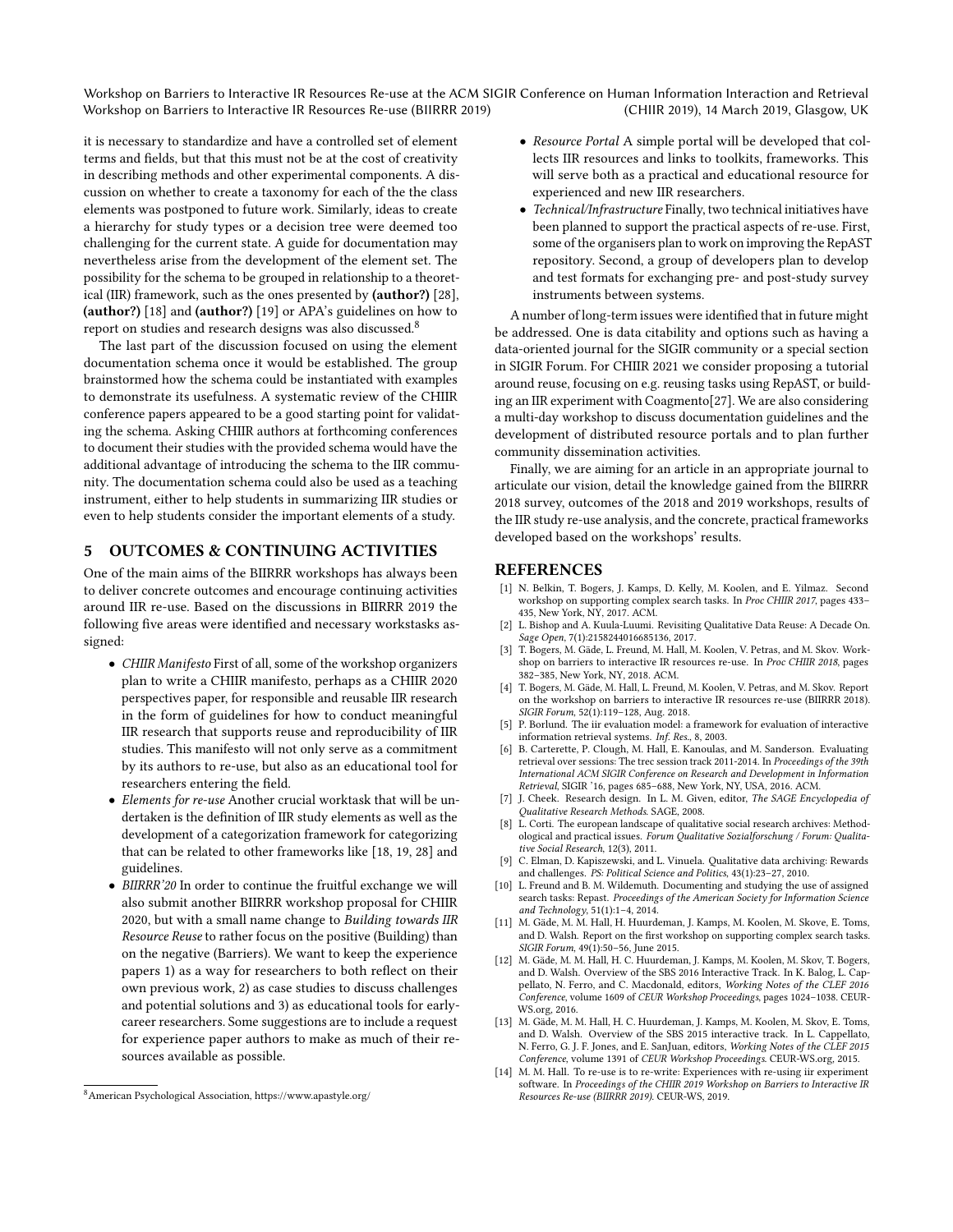it is necessary to standardize and have a controlled set of element terms and fields, but that this must not be at the cost of creativity in describing methods and other experimental components. A discussion on whether to create a taxonomy for each of the the class elements was postponed to future work. Similarly, ideas to create a hierarchy for study types or a decision tree were deemed too challenging for the current state. A guide for documentation may nevertheless arise from the development of the element set. The possibility for the schema to be grouped in relationship to a theoretical (IIR) framework, such as the ones presented by **(author?)** [28], **(author?)** [18] and **(author?)** [19] or APA's guidelines on how to report on studies and research designs was also discussed.[8]

The last part of the discussion focused on using the element documentation schema once it would be established. The group brainstormed how the schema could be instantiated with examples to demonstrate its usefulness. A systematic review of the CHIIR conference papers appeared to be a good starting point for validating the schema. Asking CHIIR authors at forthcoming conferences to document their studies with the provided schema would have the additional advantage of introducing the schema to the IIR community. The documentation schema could also be used as a teaching instrument, either to help students in summarizing IIR studies or even to help students consider the important elements of a study.

## 5 OUTCOMES & CONTINUING ACTIVITIES

One of the main aims of the BIIRRR workshops has always been to deliver concrete outcomes and encourage continuing activities around IIR re-use. Based on the discussions in BIIRRR 2019 the following five areas were identified and necessary workstasks assigned:

- *CHIIR Manifesto* First of all, some of the workshop organizers plan to write a CHIIR manifesto, perhaps as a CHIIR 2020 perspectives paper, for responsible and reusable IIR research in the form of guidelines for how to conduct meaningful IIR research that supports reuse and reproducibility of IIR studies. This manifesto will not only serve as a commitment by its authors to re-use, but also as an educational tool for researchers entering the field.
- *Elements for re-use* Another crucial worktask that will be undertaken is the definition of IIR study elements as well as the development of a categorization framework for categorizing that can be related to other frameworks like [18, 19, 28] and guidelines.
- *BIIRRR'20* In order to continue the fruitful exchange we will also submit another BIIRRR workshop proposal for CHIIR 2020, but with a small name change to *Building towards IIR Resource Reuse* to rather focus on the positive (Building) than on the negative (Barriers). We want to keep the experience papers 1) as a way for researchers to both reflect on their own previous work, 2) as case studies to discuss challenges and potential solutions and 3) as educational tools for early-career researchers. Some suggestions are to include a request for experience paper authors to make as much of their resources available as possible.
- *Resource Portal* A simple portal will be developed that collects IIR resources and links to toolkits, frameworks. This will serve both as a practical and educational resource for experienced and new IIR researchers.
- *Technical/Infrastructure* Finally, two technical initiatives have been planned to support the practical aspects of re-use. First, some of the organisers plan to work on improving the RepAST repository. Second, a group of developers plan to develop and test formats for exchanging pre- and post-study survey instruments between systems.

A number of long-term issues were identified that in future might be addressed. One is data citability and options such as having a data-oriented journal for the SIGIR community or a special section in SIGIR Forum. For CHIIR 2021 we consider proposing a tutorial around reuse, focusing on e.g. reusing tasks using RepAST, or building an IIR experiment with Coagmento[27]. We are also considering a multi-day workshop to discuss documentation guidelines and the development of distributed resource portals and to plan further community dissemination activities.

Finally, we are aiming for an article in an appropriate journal to articulate our vision, detail the knowledge gained from the BIIRRR 2018 survey, outcomes of the 2018 and 2019 workshops, results of the IIR study re-use analysis, and the concrete, practical frameworks developed based on the workshops' results.

## REFERENCES

[1] N. Belkin, T. Bogers, J. Kamps, D. Kelly, M. Koolen, and E. Yilmaz. Second workshop on supporting complex search tasks. In *Proc CHIIR 2017*, pages 433–435, New York, NY, 2017. ACM.

[2] L. Bishop and A. Kuula-Luumi. Revisiting Qualitative Data Reuse: A Decade On. *Sage Open*, 7(1):2158244016685136, 2017.

[3] T. Bogers, M. Gäde, L. Freund, M. Hall, M. Koolen, V. Petras, and M. Skov. Workshop on barriers to interactive IR resources re-use. In *Proc CHIIR 2018*, pages 382–385, New York, NY, 2018. ACM.

[4] T. Bogers, M. Gäde, M. Hall, L. Freund, M. Koolen, V. Petras, and M. Skov. Report on the workshop on barriers to interactive IR resources re-use (BIIRRR 2018). *SIGIR Forum*, 52(1):119–128, Aug. 2018.

[5] P. Borlund. The iir evaluation model: a framework for evaluation of interactive information retrieval systems. *Inf. Res.*, 8, 2003.

[6] B. Carterette, P. Clough, M. Hall, E. Kanoulas, and M. Sanderson. Evaluating retrieval over sessions: The trec session track 2011-2014. In *Proceedings of the 39th International ACM SIGIR Conference on Research and Development in Information Retrieval*, SIGIR '16, pages 685–688, New York, NY, USA, 2016. ACM.

[7] J. Cheek. Research design. In L. M. Given, editor, *The SAGE Encyclopedia of Qualitative Research Methods*. SAGE, 2008.

[8] L. Corti. The european landscape of qualitative social research archives: Methodological and practical issues. *Forum Qualitative Sozialforschung / Forum: Qualitative Social Research*, 12(3), 2011.

[9] C. Elman, D. Kapiszewski, and L. Vinuela. Qualitative data archiving: Rewards and challenges. *PS: Political Science and Politics*, 43(1):23–27, 2010.

[10] L. Freund and B. M. Wildemuth. Documenting and studying the use of assigned search tasks: Repast. *Proceedings of the American Society for Information Science and Technology*, 51(1):1–4, 2014.

[11] M. Gäde, M. M. Hall, H. Huurdeman, J. Kamps, M. Koolen, M. Skove, E. Toms, and D. Walsh. Report on the first workshop on supporting complex search tasks. *SIGIR Forum*, 49(1):50–56, June 2015.

[12] M. Gäde, M. M. Hall, H. C. Huurdeman, J. Kamps, M. Koolen, M. Skov, T. Bogers, and D. Walsh. Overview of the SBS 2016 Interactive Track. In K. Balog, L. Cappellato, N. Ferro, and C. Macdonald, editors, *Working Notes of the CLEF 2016 Conference*, volume 1609 of *CEUR Workshop Proceedings*, pages 1024–1038. CEUR-WS.org, 2016.

[13] M. Gäde, M. M. Hall, H. C. Huurdeman, J. Kamps, M. Koolen, M. Skov, E. Toms, and D. Walsh. Overview of the SBS 2015 interactive track. In L. Cappellato, N. Ferro, G. J. F. Jones, and E. SanJuan, editors, *Working Notes of the CLEF 2015 Conference*, volume 1391 of *CEUR Workshop Proceedings*. CEUR-WS.org, 2015.

[14] M. M. Hall. To re-use is to re-write: Experiences with re-using iir experiment software. In *Proceedings of the CHIIR 2019 Workshop on Barriers to Interactive IR Resources Re-use (BIIRRR 2019)*. CEUR-WS, 2019.

[8] American Psychological Association, https://www.apastyle.org/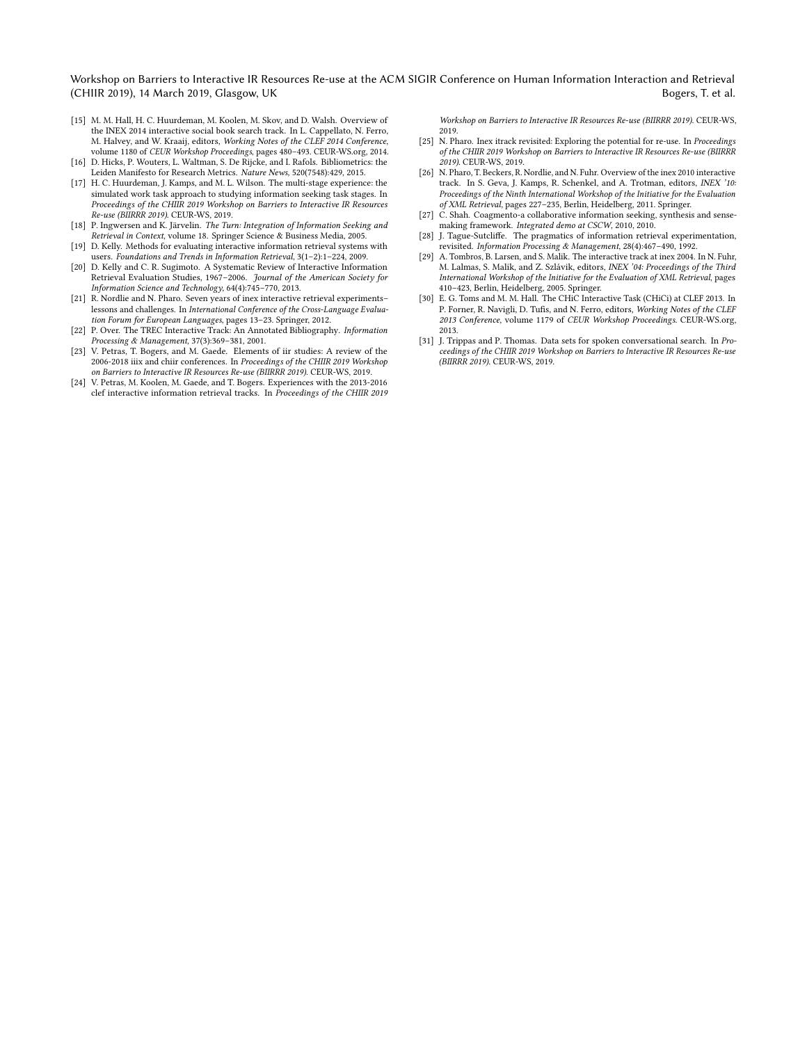[15] M. M. Hall, H. C. Huurdeman, M. Koolen, M. Skov, and D. Walsh. Overview of the INEX 2014 interactive social book search track. In L. Cappellato, N. Ferro, M. Halvey, and W. Kraaij, editors, *Working Notes of the CLEF 2014 Conference*, volume 1180 of *CEUR Workshop Proceedings*, pages 480–493. CEUR-WS.org, 2014.

[16] D. Hicks, P. Wouters, L. Waltman, S. De Rijcke, and I. Rafols. Bibliometrics: the Leiden Manifesto for Research Metrics. *Nature News*, 520(7548):429, 2015.

[17] H. C. Huurdeman, J. Kamps, and M. L. Wilson. The multi-stage experience: the simulated work task approach to studying information seeking task stages. In *Proceedings of the CHIIR 2019 Workshop on Barriers to Interactive IR Resources Re-use (BIIRRR 2019)*. CEUR-WS, 2019.

[18] P. Ingwersen and K. Järvelin. *The Turn: Integration of Information Seeking and Retrieval in Context*, volume 18. Springer Science & Business Media, 2005.

[19] D. Kelly. Methods for evaluating interactive information retrieval systems with users. *Foundations and Trends in Information Retrieval*, 3(1–2):1–224, 2009.

[20] D. Kelly and C. R. Sugimoto. A Systematic Review of Interactive Information Retrieval Evaluation Studies, 1967–2006. *Journal of the American Society for Information Science and Technology*, 64(4):745–770, 2013.

[21] R. Nordlie and N. Pharo. Seven years of inex interactive retrieval experiments–lessons and challenges. In *International Conference of the Cross-Language Evaluation Forum for European Languages*, pages 13–23. Springer, 2012.

[22] P. Over. The TREC Interactive Track: An Annotated Bibliography. *Information Processing & Management*, 37(3):369–381, 2001.

[23] V. Petras, T. Bogers, and M. Gaede. Elements of iir studies: A review of the 2006-2018 iiix and chiir conferences. In *Proceedings of the CHIIR 2019 Workshop on Barriers to Interactive IR Resources Re-use (BIIRRR 2019)*. CEUR-WS, 2019.

[24] V. Petras, M. Koolen, M. Gaede, and T. Bogers. Experiences with the 2013-2016 clef interactive information retrieval tracks. In *Proceedings of the CHIIR 2019 Workshop on Barriers to Interactive IR Resources Re-use (BIIRRR 2019)*. CEUR-WS, 2019.

[25] N. Pharo. Inex itrack revisited: Exploring the potential for re-use. In *Proceedings of the CHIIR 2019 Workshop on Barriers to Interactive IR Resources Re-use (BIIRRR 2019)*. CEUR-WS, 2019.

[26] N. Pharo, T. Beckers, R. Nordlie, and N. Fuhr. Overview of the inex 2010 interactive track. In S. Geva, J. Kamps, R. Schenkel, and A. Trotman, editors, *INEX '10: Proceedings of the Ninth International Workshop of the Initiative for the Evaluation of XML Retrieval*, pages 227–235, Berlin, Heidelberg, 2011. Springer.

[27] C. Shah. Coagmento-a collaborative information seeking, synthesis and sense-making framework. *Integrated demo at CSCW*, 2010, 2010.

[28] J. Tague-Sutcliffe. The pragmatics of information retrieval experimentation, revisited. *Information Processing & Management*, 28(4):467–490, 1992.

[29] A. Tombros, B. Larsen, and S. Malik. The interactive track at inex 2004. In N. Fuhr, M. Lalmas, S. Malik, and Z. Szlávik, editors, *INEX '04: Proceedings of the Third International Workshop of the Initiative for the Evaluation of XML Retrieval*, pages 410–423, Berlin, Heidelberg, 2005. Springer.

[30] E. G. Toms and M. M. Hall. The CHiC Interactive Task (CHiCi) at CLEF 2013. In P. Forner, R. Navigli, D. Tufis, and N. Ferro, editors, *Working Notes of the CLEF 2013 Conference*, volume 1179 of *CEUR Workshop Proceedings*. CEUR-WS.org, 2013.

[31] J. Trippas and P. Thomas. Data sets for spoken conversational search. In *Proceedings of the CHIIR 2019 Workshop on Barriers to Interactive IR Resources Re-use (BIIRRR 2019)*. CEUR-WS, 2019.